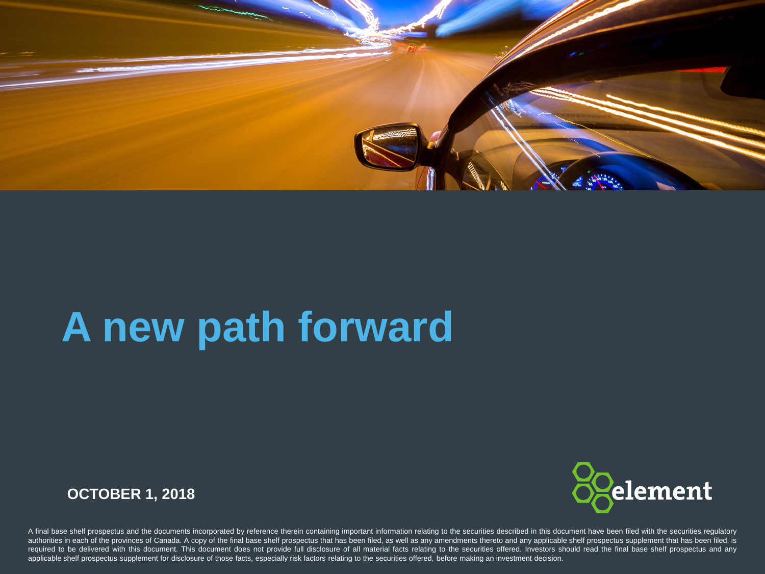# A new path forward

**OCTOBER 1, 2018**

element

A final base shelf prospectus and the documents incorporated by reference therein containing important information relating to the securities described in this document have been filed with the securities regulatory authorities in each of the provinces of Canada. A copy of the final base shelf prospectus that has been filed, as well as any amendments thereto and any applicable shelf prospectus supplement that has been filed, is required to be delivered with this document. This document does not provide full disclosure of all material facts relating to the securities offered. Investors should read the final base shelf prospectus and any applicable shelf prospectus supplement for disclosure of those facts, especially risk factors relating to the securities offered, before making an investment decision.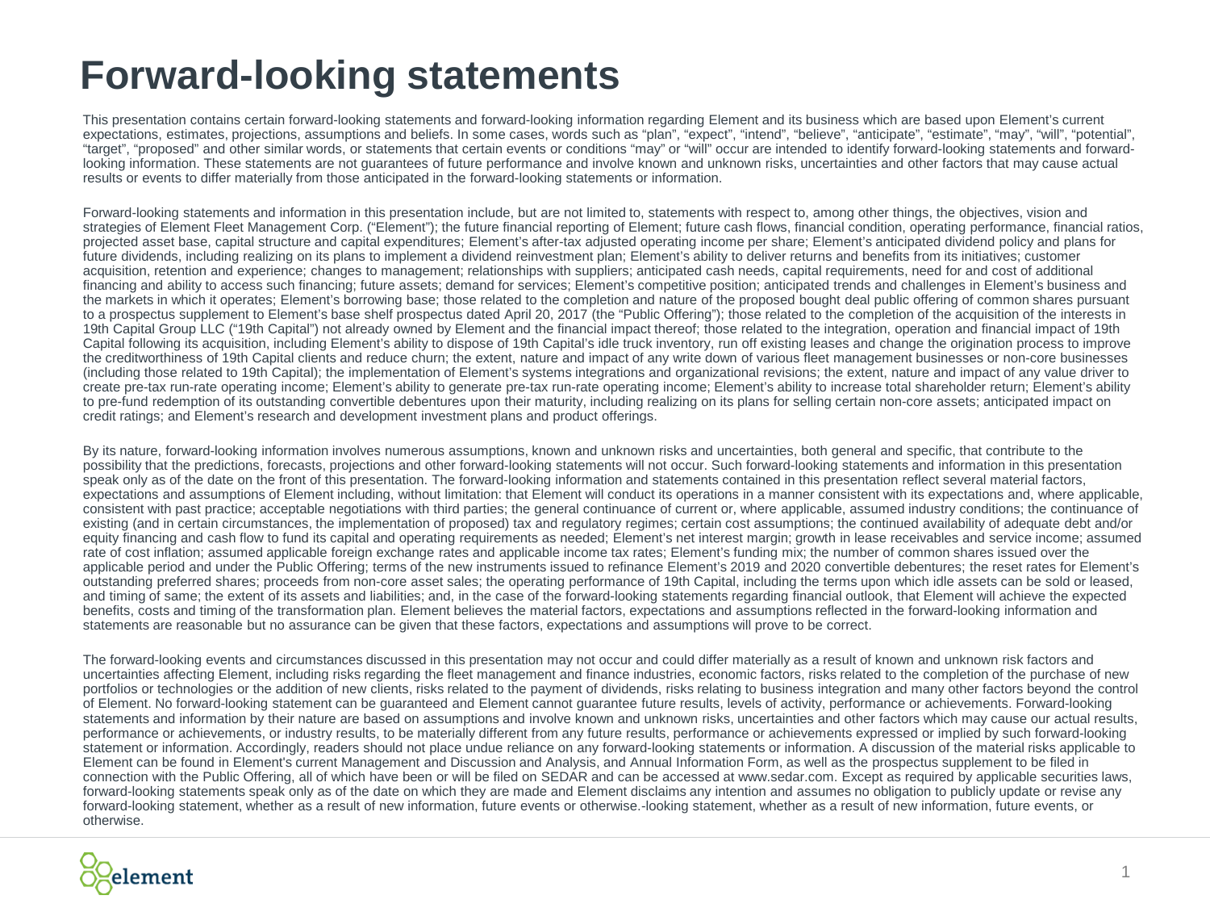# Forward-looking statements

This presentation contains certain forward-looking statements and forward-looking information regarding Element and its business which are based upon Element's current expectations, estimates, projections, assumptions and beliefs. In some cases, words such as "plan", "expect", "intend", "believe", "anticipate", "estimate", "may", "will", "potential", "target", "proposed" and other similar words, or statements that certain events or conditions "may" or "will" occur are intended to identify forward-looking statements and forward-looking information. These statements are not guarantees of future performance and involve known and unknown risks, uncertainties and other factors that may cause actual results or events to differ materially from those anticipated in the forward-looking statements or information.

Forward-looking statements and information in this presentation include, but are not limited to, statements with respect to, among other things, the objectives, vision and strategies of Element Fleet Management Corp. ("Element"); the future financial reporting of Element; future cash flows, financial condition, operating performance, financial ratios, projected asset base, capital structure and capital expenditures; Element's after-tax adjusted operating income per share; Element's anticipated dividend policy and plans for future dividends, including realizing on its plans to implement a dividend reinvestment plan; Element's ability to deliver returns and benefits from its initiatives; customer acquisition, retention and experience; changes to management; relationships with suppliers; anticipated cash needs, capital requirements, need for and cost of additional financing and ability to access such financing; future assets; demand for services; Element's competitive position; anticipated trends and challenges in Element's business and the markets in which it operates; Element's borrowing base; those related to the completion and nature of the proposed bought deal public offering of common shares pursuant to a prospectus supplement to Element's base shelf prospectus dated April 20, 2017 (the "Public Offering"); those related to the completion of the acquisition of the interests in 19th Capital Group LLC ("19th Capital") not already owned by Element and the financial impact thereof; those related to the integration, operation and financial impact of 19th Capital following its acquisition, including Element's ability to dispose of 19th Capital's idle truck inventory, run off existing leases and change the origination process to improve the creditworthiness of 19th Capital clients and reduce churn; the extent, nature and impact of any write down of various fleet management businesses or non-core businesses (including those related to 19th Capital); the implementation of Element's systems integrations and organizational revisions; the extent, nature and impact of any value driver to create pre-tax run-rate operating income; Element's ability to generate pre-tax run-rate operating income; Element's ability to increase total shareholder return; Element's ability to pre-fund redemption of its outstanding convertible debentures upon their maturity, including realizing on its plans for selling certain non-core assets; anticipated impact on credit ratings; and Element's research and development investment plans and product offerings.

By its nature, forward-looking information involves numerous assumptions, known and unknown risks and uncertainties, both general and specific, that contribute to the possibility that the predictions, forecasts, projections and other forward-looking statements will not occur. Such forward-looking statements and information in this presentation speak only as of the date on the front of this presentation. The forward-looking information and statements contained in this presentation reflect several material factors, expectations and assumptions of Element including, without limitation: that Element will conduct its operations in a manner consistent with its expectations and, where applicable, consistent with past practice; acceptable negotiations with third parties; the general continuance of current or, where applicable, assumed industry conditions; the continuance of existing (and in certain circumstances, the implementation of (proposed) tax and regulatory regimes; certain cost assumptions; the continued availability of adequate debt and/or equity financing and cash flow to fund its capital and operating requirements as needed; Element's net interest margin; growth in lease receivables and service income; assumed rate of cost inflation; assumed applicable foreign exchange rates and applicable income tax rates; Element's funding mix; the number of common shares issued over the applicable period and under the Public Offering; terms of the new instruments issued to refinance Element's 2019 and 2020 convertible debentures; the reset rates for Element's outstanding preferred shares; proceeds from non-core asset sales; the operating performance of 19th Capital, including the terms upon which idle assets can be sold or leased, and timing of same; the extent of its assets and liabilities; and, in the case of the forward-looking statements regarding financial outlook, that Element will achieve the expected benefits, costs and timing of the transformation plan. Element believes the material factors, expectations and assumptions reflected in the forward-looking information and statements are reasonable but no assurance can be given that these factors, expectations and assumptions will prove to be correct.

The forward-looking events and circumstances discussed in this presentation may not occur and could differ materially as a result of known and unknown risk factors and uncertainties affecting Element, including risks regarding the fleet management and finance industries, economic factors, risks related to the completion of the purchase of new portfolios or technologies or the addition of new clients, risks related to the payment of dividends, risks relating to business integration and many other factors beyond the control of Element. No forward-looking statement can be guaranteed and Element cannot guarantee future results, levels of activity, performance or achievements. Forward-looking statements and information by their nature are based on assumptions and involve known and unknown risks, uncertainties and other factors which may cause our actual results, performance or achievements, or industry results, to be materially different from any future results, performance or achievements expressed or implied by such forward-looking statement or information. Accordingly, readers should not place undue reliance on any forward-looking statements or information. A discussion of the material risks applicable to Element can be found in Element's current Management and Discussion and Analysis, and Annual Information Form, as well as the prospectus supplement to be filed in connection with the Public Offering, all of which have been or will be filed on SEDAR and can be accessed at www.sedar.com. Except as required by applicable securities laws, forward-looking statements speak only as of the date on which they are made and Element disclaims any intention and assumes no obligation to publicly update or revise any forward-looking statement, whether as a result of new information, future events or otherwise.-looking statement, whether as a result of new information, future events, or otherwise.

element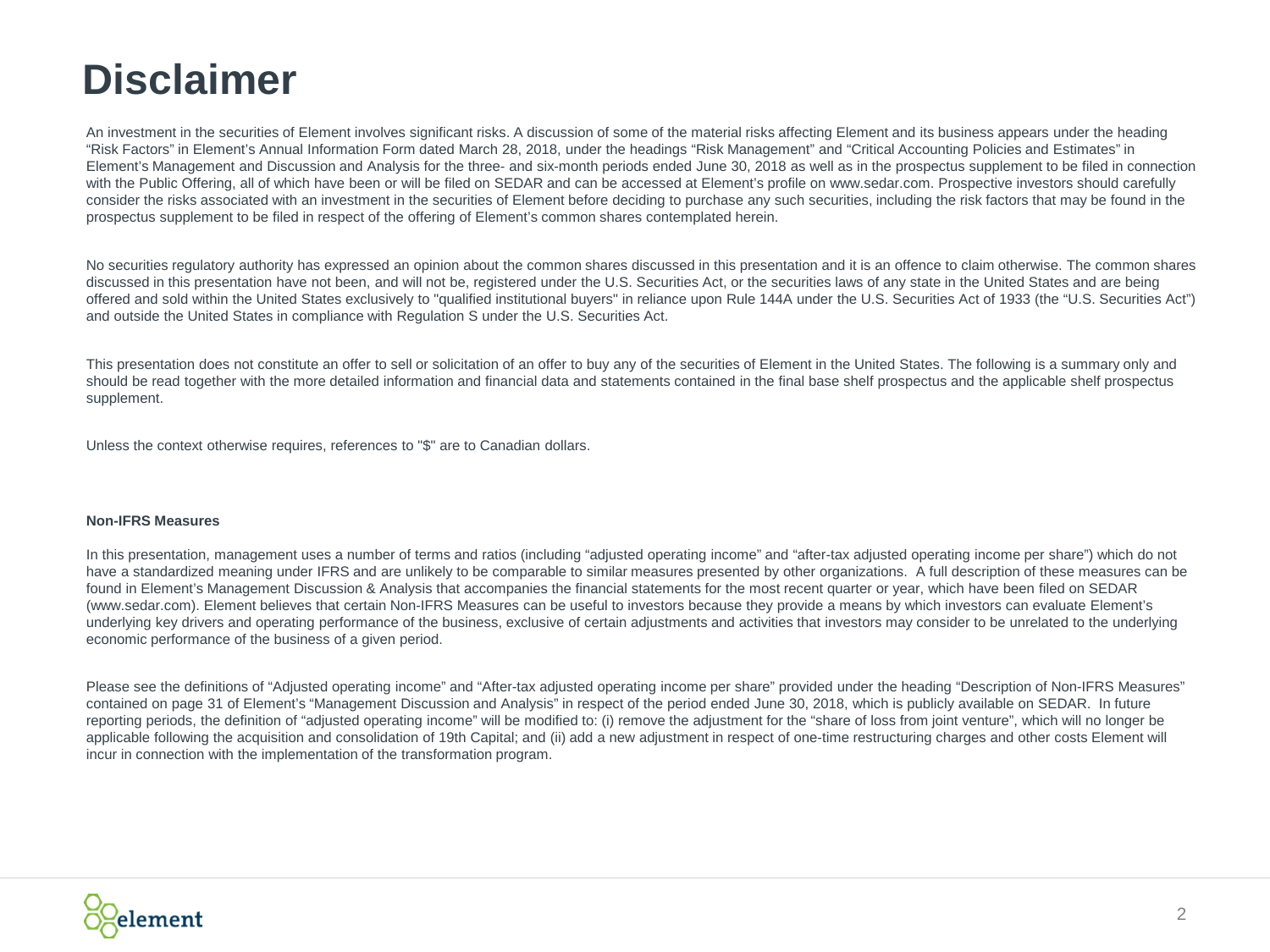# Disclaimer

An investment in the securities of Element involves significant risks. A discussion of some of the material risks affecting Element and its business appears under the heading "Risk Factors" in Element's Annual Information Form dated March 28, 2018, under the headings "Risk Management" and "Critical Accounting Policies and Estimates" in Element's Management and Discussion and Analysis for the three- and six-month periods ended June 30, 2018 as well as in the prospectus supplement to be filed in connection with the Public Offering, all of which have been or will be filed on SEDAR and can be accessed at Element's profile on www.sedar.com. Prospective investors should carefully consider the risks associated with an investment in the securities of Element before deciding to purchase any such securities, including the risk factors that may be found in the prospectus supplement to be filed in respect of the offering of Element's common shares contemplated herein.

No securities regulatory authority has expressed an opinion about the common shares discussed in this presentation and it is an offence to claim otherwise. The common shares discussed in this presentation have not been, and will not be, registered under the U.S. Securities Act, or the securities laws of any state in the United States and are being offered and sold within the United States exclusively to "qualified institutional buyers" in reliance upon Rule 144A under the U.S. Securities Act of 1933 (the "U.S. Securities Act") and outside the United States in compliance with Regulation S under the U.S. Securities Act.

This presentation does not constitute an offer to sell or solicitation of an offer to buy any of the securities of Element in the United States. The following is a summary only and should be read together with the more detailed information and financial data and statements contained in the final base shelf prospectus and the applicable shelf prospectus supplement.

Unless the context otherwise requires, references to "$" are to Canadian dollars.

**Non-IFRS Measures**

In this presentation, management uses a number of terms and ratios (including "adjusted operating income" and "after-tax adjusted operating income per share") which do not have a standardized meaning under IFRS and are unlikely to be comparable to similar measures presented by other organizations. A full description of these measures can be found in Element's Management Discussion & Analysis that accompanies the financial statements for the most recent quarter or year, which have been filed on SEDAR (www.sedar.com). Element believes that certain Non-IFRS Measures can be useful to investors because they provide a means by which investors can evaluate Element's underlying key drivers and operating performance of the business, exclusive of certain adjustments and activities that investors may consider to be unrelated to the underlying economic performance of the business of a given period.

Please see the definitions of "Adjusted operating income" and "After-tax adjusted operating income per share" provided under the heading "Description of Non-IFRS Measures" contained on page 31 of Element's "Management Discussion and Analysis" in respect of the period ended June 30, 2018, which is publicly available on SEDAR. In future reporting periods, the definition of "adjusted operating income" will be modified to: (i) remove the adjustment for the "share of loss from joint venture", which will no longer be applicable following the acquisition and consolidation of 19th Capital; and (ii) add a new adjustment in respect of one-time restructuring charges and other costs Element will incur in connection with the implementation of the transformation program.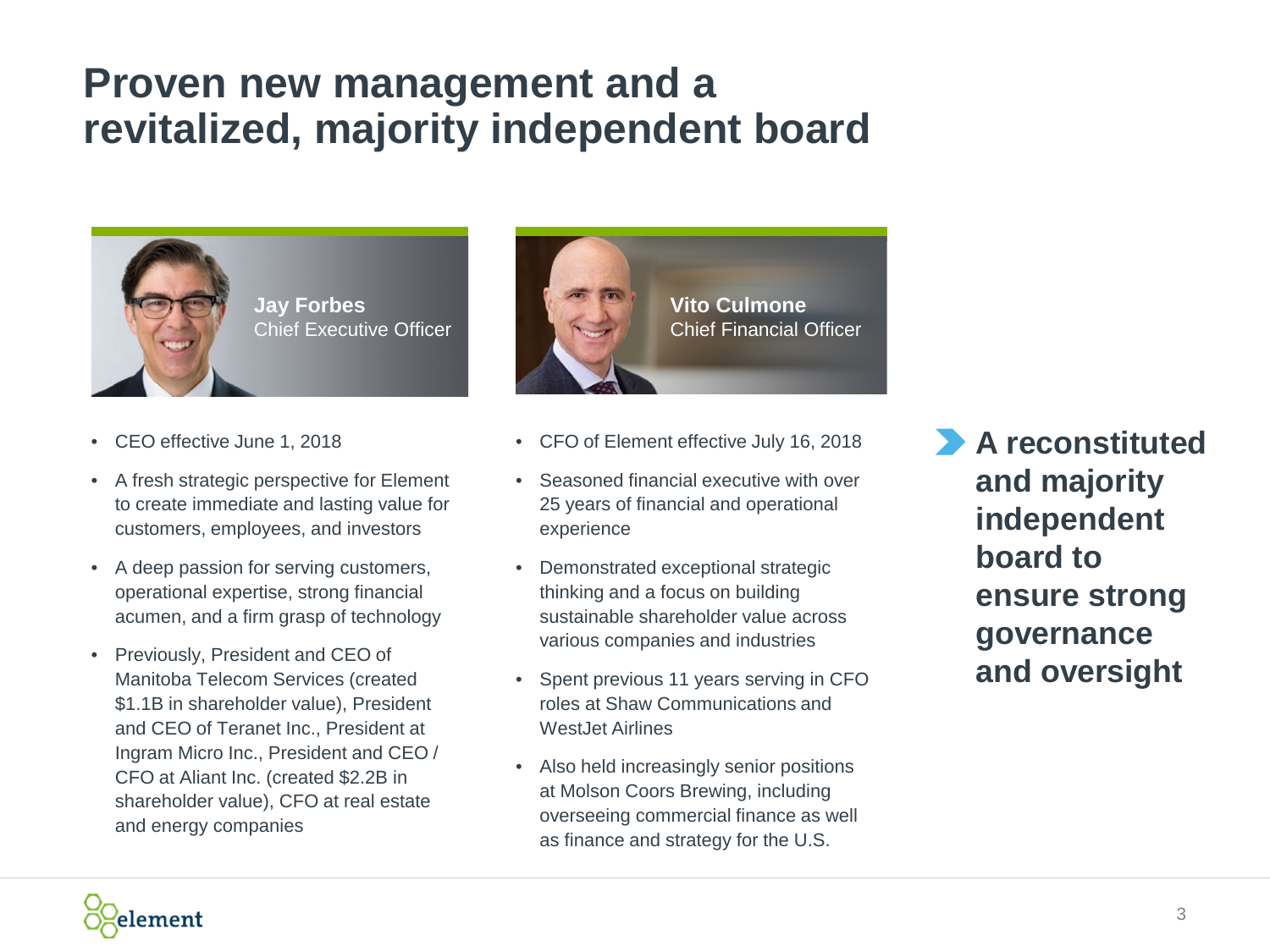# Proven new management and a revitalized, majority independent board

**Jay Forbes**
Chief Executive Officer

- CEO effective June 1, 2018
- A fresh strategic perspective for Element to create immediate and lasting value for customers, employees, and investors
- A deep passion for serving customers, operational expertise, strong financial acumen, and a firm grasp of technology
- Previously, President and CEO of Manitoba Telecom Services (created $1.1B in shareholder value), President and CEO of Teranet Inc., President at Ingram Micro Inc., President and CEO / CFO at Aliant Inc. (created $2.2B in shareholder value), CFO at real estate and energy companies

**Vito Culmone**
Chief Financial Officer

- CFO of Element effective July 16, 2018
- Seasoned financial executive with over 25 years of financial and operational experience
- Demonstrated exceptional strategic thinking and a focus on building sustainable shareholder value across various companies and industries
- Spent previous 11 years serving in CFO roles at Shaw Communications and WestJet Airlines
- Also held increasingly senior positions at Molson Coors Brewing, including overseeing commercial finance as well as finance and strategy for the U.S.

**A reconstituted and majority independent board to ensure strong governance and oversight**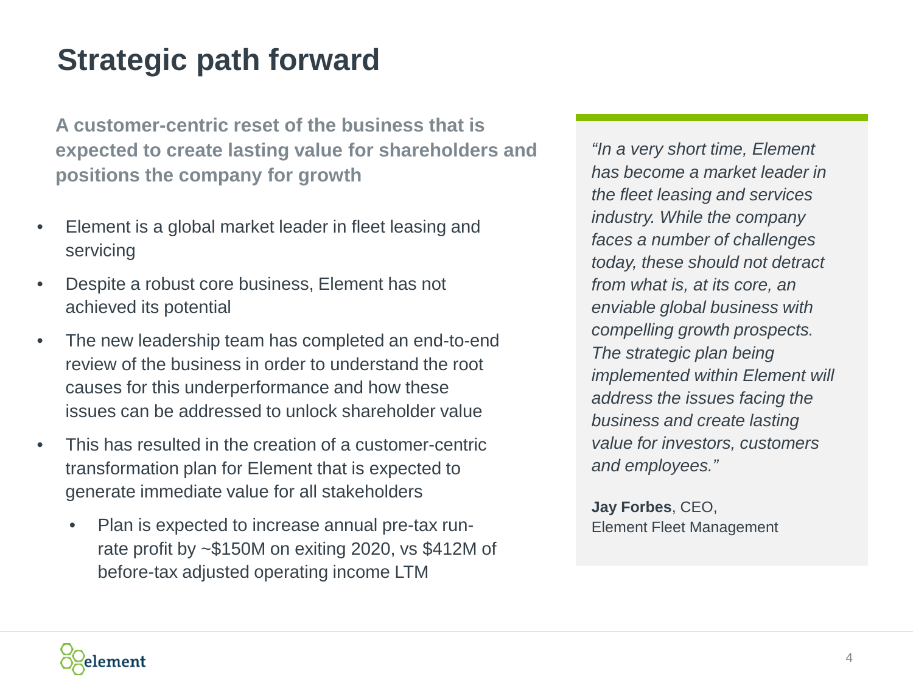# Strategic path forward

**A customer-centric reset of the business that is expected to create lasting value for shareholders and positions the company for growth**

- Element is a global market leader in fleet leasing and servicing
- Despite a robust core business, Element has not achieved its potential
- The new leadership team has completed an end-to-end review of the business in order to understand the root causes for this underperformance and how these issues can be addressed to unlock shareholder value
- This has resulted in the creation of a customer-centric transformation plan for Element that is expected to generate immediate value for all stakeholders
  - Plan is expected to increase annual pre-tax run-rate profit by ~$150M on exiting 2020, vs $412M of before-tax adjusted operating income LTM

*"In a very short time, Element has become a market leader in the fleet leasing and services industry. While the company faces a number of challenges today, these should not detract from what is, at its core, an enviable global business with compelling growth prospects. The strategic plan being implemented within Element will address the issues facing the business and create lasting value for investors, customers and employees."*

**Jay Forbes**, CEO,
Element Fleet Management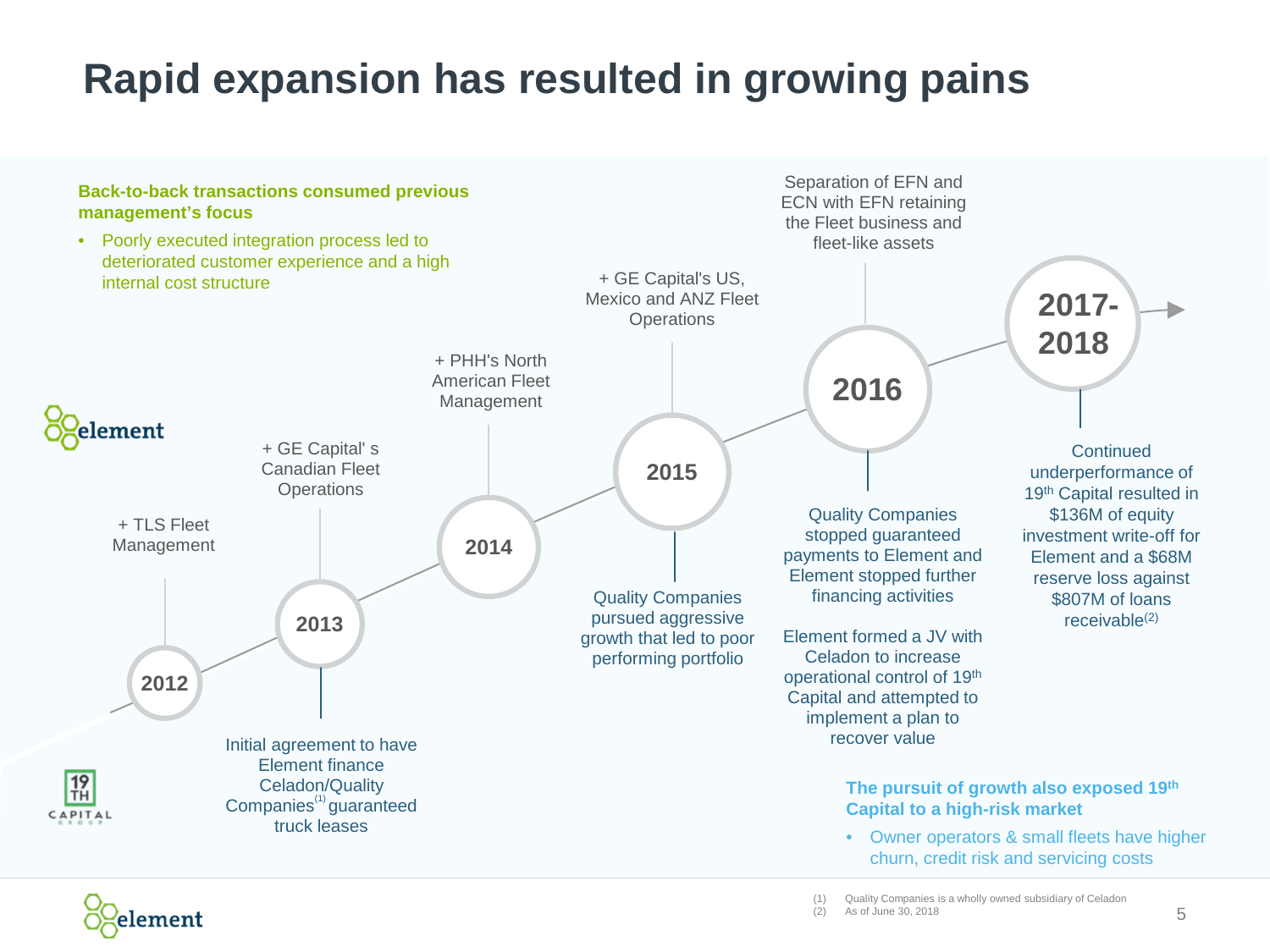# Rapid expansion has resulted in growing pains

**Back-to-back transactions consumed previous management's focus**

- Poorly executed integration process led to deteriorated customer experience and a high internal cost structure

**2012**

+ TLS Fleet Management

**2013**

+ GE Capital' s Canadian Fleet Operations

Initial agreement to have Element finance Celadon/Quality Companies[1] guaranteed truck leases

**2014**

+ PHH's North American Fleet Management

**2015**

+ GE Capital's US, Mexico and ANZ Fleet Operations

Quality Companies pursued aggressive growth that led to poor performing portfolio

**2016**

Separation of EFN and ECN with EFN retaining the Fleet business and fleet-like assets

Quality Companies stopped guaranteed payments to Element and Element stopped further financing activities

Element formed a JV with Celadon to increase operational control of 19th Capital and attempted to implement a plan to recover value

**2017-2018**

Continued underperformance of 19th Capital resulted in $136M of equity investment write-off for Element and a $68M reserve loss against $807M of loans receivable[2]

**The pursuit of growth also exposed 19th Capital to a high-risk market**

- Owner operators & small fleets have higher churn, credit risk and servicing costs

(1) Quality Companies is a wholly owned subsidiary of Celadon
(2) As of June 30, 2018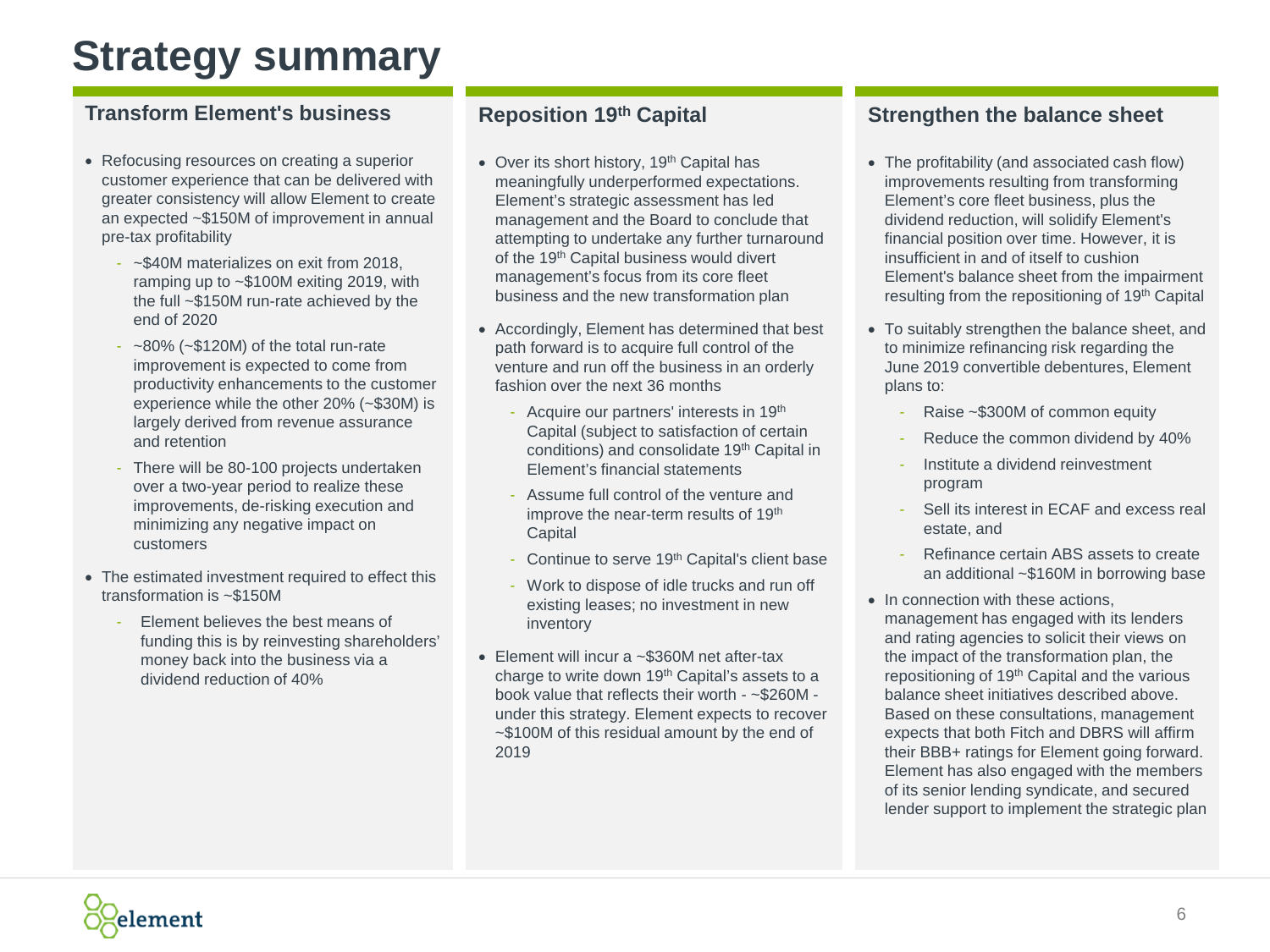# Strategy summary

## Transform Element's business

- Refocusing resources on creating a superior customer experience that can be delivered with greater consistency will allow Element to create an expected ~$150M of improvement in annual pre-tax profitability
  - ~$40M materializes on exit from 2018, ramping up to ~$100M exiting 2019, with the full ~$150M run-rate achieved by the end of 2020
  - ~80% (~$120M) of the total run-rate improvement is expected to come from productivity enhancements to the customer experience while the other 20% (~$30M) is largely derived from revenue assurance and retention
  - There will be 80-100 projects undertaken over a two-year period to realize these improvements, de-risking execution and minimizing any negative impact on customers
- The estimated investment required to effect this transformation is ~$150M
  - Element believes the best means of funding this is by reinvesting shareholders' money back into the business via a dividend reduction of 40%

## Reposition 19th Capital

- Over its short history, 19th Capital has meaningfully underperformed expectations. Element's strategic assessment has led management and the Board to conclude that attempting to undertake any further turnaround of the 19th Capital business would divert management's focus from its core fleet business and the new transformation plan
- Accordingly, Element has determined that best path forward is to acquire full control of the venture and run off the business in an orderly fashion over the next 36 months
  - Acquire our partners' interests in 19th Capital (subject to satisfaction of certain conditions) and consolidate 19th Capital in Element's financial statements
  - Assume full control of the venture and improve the near-term results of 19th Capital
  - Continue to serve 19th Capital's client base
  - Work to dispose of idle trucks and run off existing leases; no investment in new inventory
- Element will incur a ~$360M net after-tax charge to write down 19th Capital's assets to a book value that reflects their worth - ~$260M - under this strategy. Element expects to recover ~$100M of this residual amount by the end of 2019

## Strengthen the balance sheet

- The profitability (and associated cash flow) improvements resulting from transforming Element's core fleet business, plus the dividend reduction, will solidify Element's financial position over time. However, it is insufficient in and of itself to cushion Element's balance sheet from the impairment resulting from the repositioning of 19th Capital
- To suitably strengthen the balance sheet, and to minimize refinancing risk regarding the June 2019 convertible debentures, Element plans to:
  - Raise ~$300M of common equity
  - Reduce the common dividend by 40%
  - Institute a dividend reinvestment program
  - Sell its interest in ECAF and excess real estate, and
  - Refinance certain ABS assets to create an additional ~$160M in borrowing base
- In connection with these actions, management has engaged with its lenders and rating agencies to solicit their views on the impact of the transformation plan, the repositioning of 19th Capital and the various balance sheet initiatives described above. Based on these consultations, management expects that both Fitch and DBRS will affirm their BBB+ ratings for Element going forward. Element has also engaged with the members of its senior lending syndicate, and secured lender support to implement the strategic plan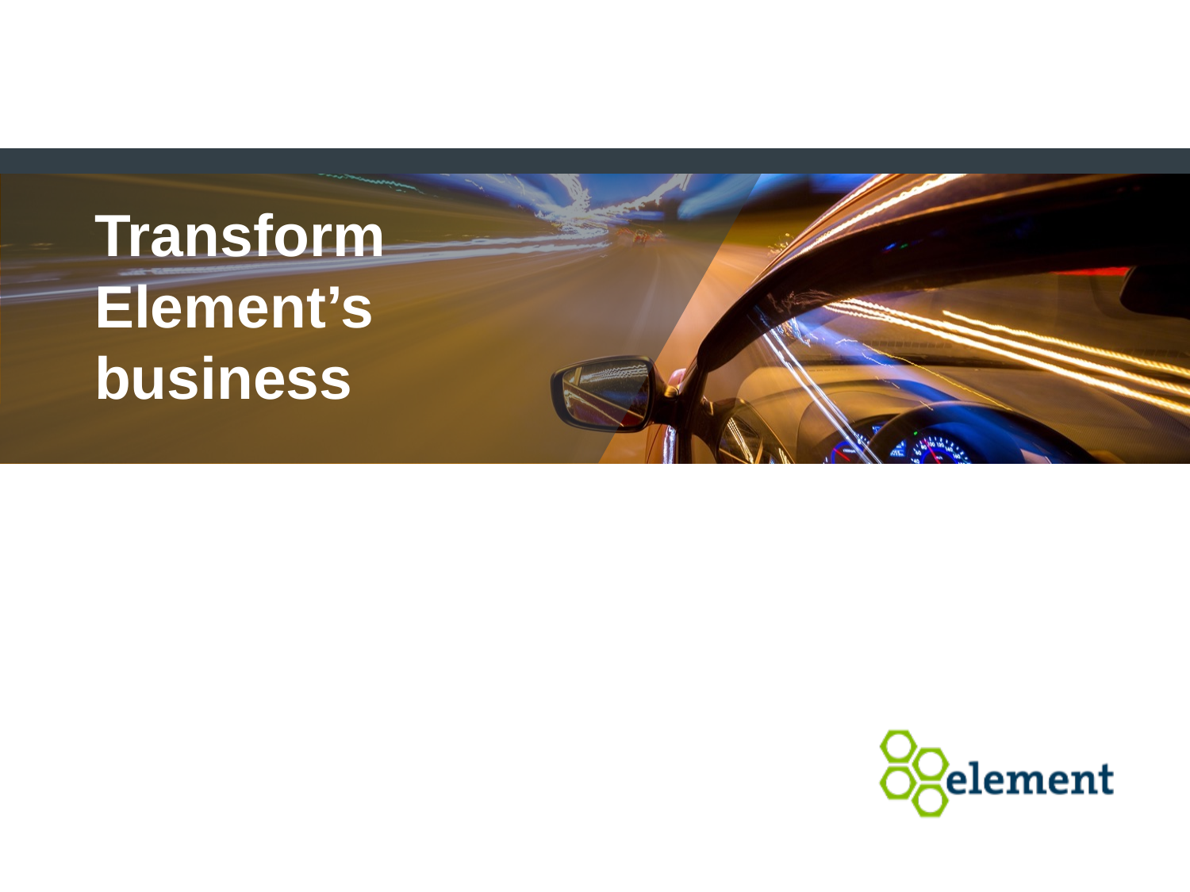# Transform Element's business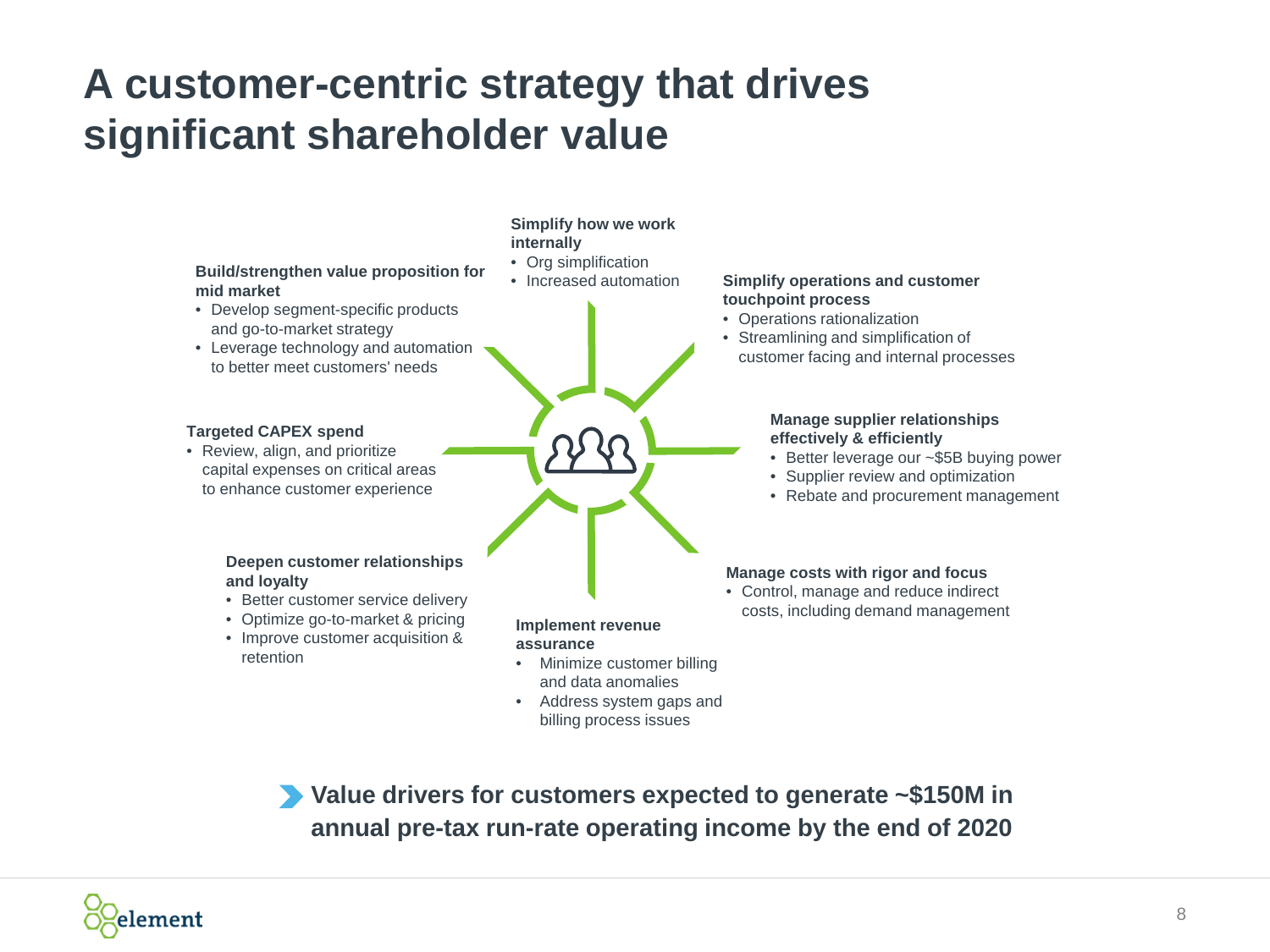# A customer-centric strategy that drives significant shareholder value

**Simplify how we work internally**
- Org simplification
- Increased automation

**Simplify operations and customer touchpoint process**
- Operations rationalization
- Streamlining and simplification of customer facing and internal processes

**Manage supplier relationships effectively & efficiently**
- Better leverage our ~$5B buying power
- Supplier review and optimization
- Rebate and procurement management

**Manage costs with rigor and focus**
- Control, manage and reduce indirect costs, including demand management

**Implement revenue assurance**
- Minimize customer billing and data anomalies
- Address system gaps and billing process issues

**Deepen customer relationships and loyalty**
- Better customer service delivery
- Optimize go-to-market & pricing
- Improve customer acquisition & retention

**Targeted CAPEX spend**
- Review, align, and prioritize capital expenses on critical areas to enhance customer experience

**Build/strengthen value proposition for mid market**
- Develop segment-specific products and go-to-market strategy
- Leverage technology and automation to better meet customers' needs

**Value drivers for customers expected to generate ~$150M in annual pre-tax run-rate operating income by the end of 2020**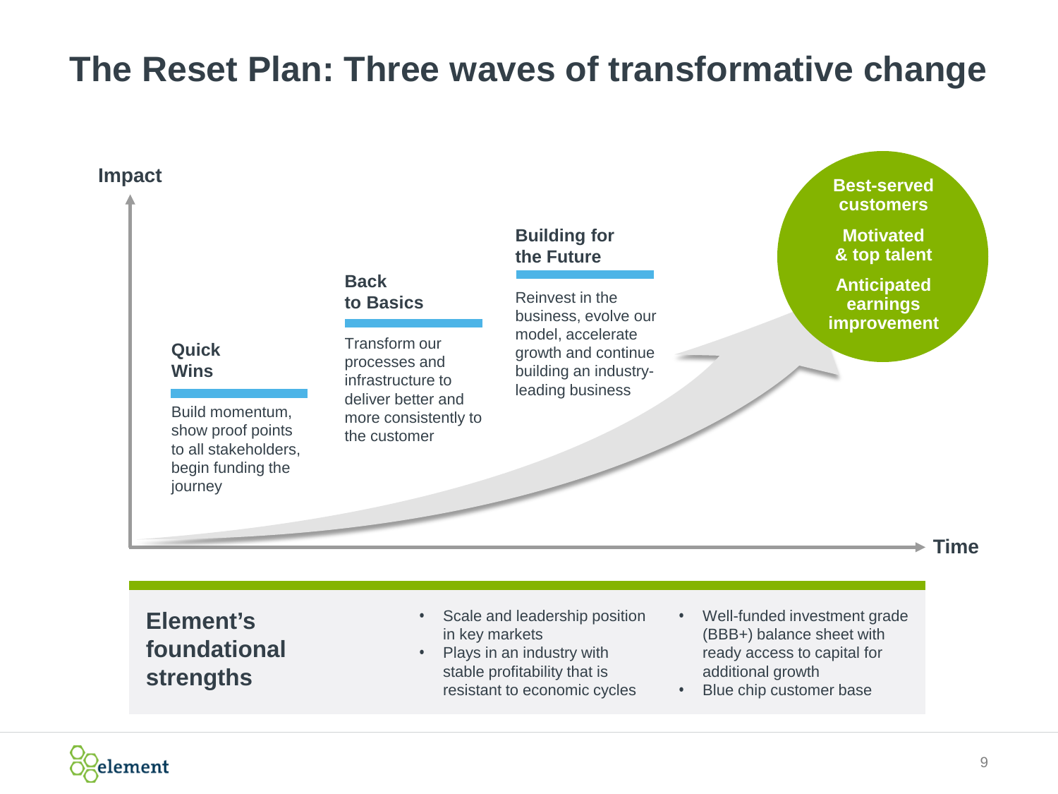# The Reset Plan: Three waves of transformative change

Impact

### Quick Wins

Build momentum, show proof points to all stakeholders, begin funding the journey

### Back to Basics

Transform our processes and infrastructure to deliver better and more consistently to the customer

### Building for the Future

Reinvest in the business, evolve our model, accelerate growth and continue building an industry-leading business

**Best-served customers**

**Motivated & top talent**

**Anticipated earnings improvement**

Time

## Element's foundational strengths

- Scale and leadership position in key markets
- Plays in an industry with stable profitability that is resistant to economic cycles
- Well-funded investment grade (BBB+) balance sheet with ready access to capital for additional growth
- Blue chip customer base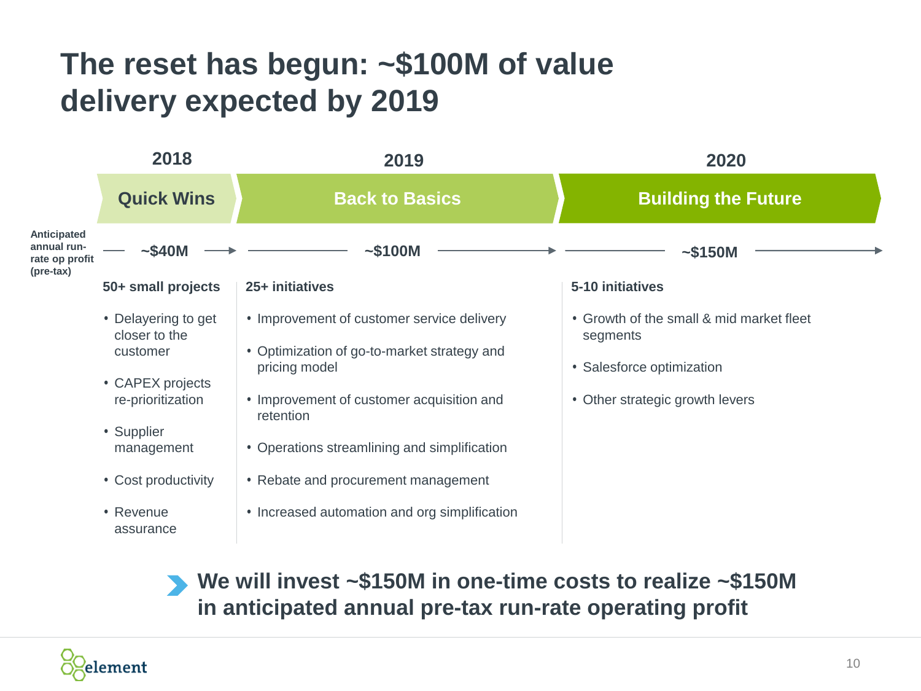# The reset has begun: ~$100M of value delivery expected by 2019

| | 2018 | 2019 | 2020 |
|---|---|---|---|
| | **Quick Wins** | **Back to Basics** | **Building the Future** |
| **Anticipated annual run-rate op profit (pre-tax)** | ~$40M | ~$100M | ~$150M |
| | **50+ small projects** | **25+ initiatives** | **5-10 initiatives** |
| | • Delayering to get closer to the customer<br>• CAPEX projects re-prioritization<br>• Supplier management<br>• Cost productivity<br>• Revenue assurance | • Improvement of customer service delivery<br>• Optimization of go-to-market strategy and pricing model<br>• Improvement of customer acquisition and retention<br>• Operations streamlining and simplification<br>• Rebate and procurement management<br>• Increased automation and org simplification | • Growth of the small & mid market fleet segments<br>• Salesforce optimization<br>• Other strategic growth levers |

**We will invest ~$150M in one-time costs to realize ~$150M in anticipated annual pre-tax run-rate operating profit**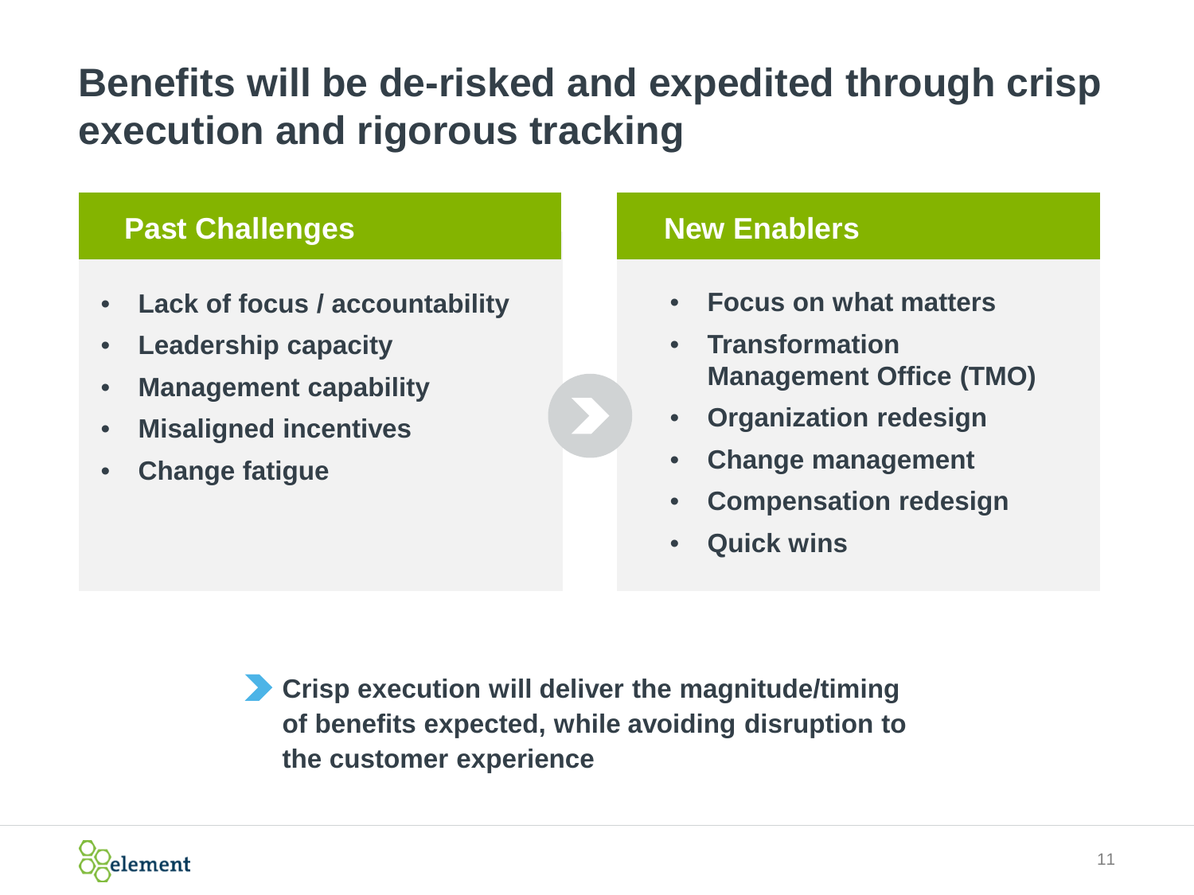# Benefits will be de-risked and expedited through crisp execution and rigorous tracking

## Past Challenges

- Lack of focus / accountability
- Leadership capacity
- Management capability
- Misaligned incentives
- Change fatigue

## New Enablers

- Focus on what matters
- Transformation Management Office (TMO)
- Organization redesign
- Change management
- Compensation redesign
- Quick wins

**Crisp execution will deliver the magnitude/timing of benefits expected, while avoiding disruption to the customer experience**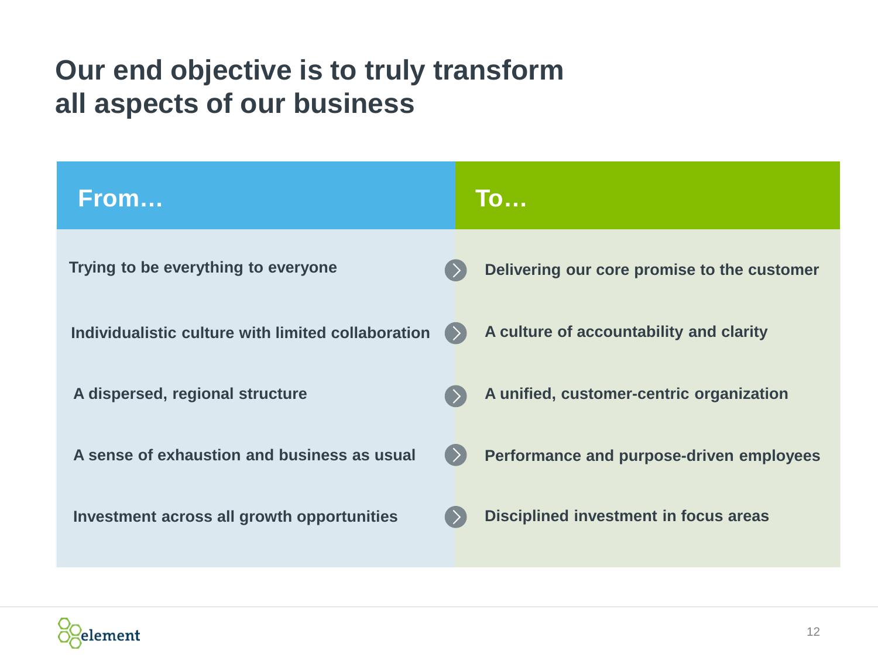# Our end objective is to truly transform all aspects of our business

| From… | To… |
|---|---|
| Trying to be everything to everyone | Delivering our core promise to the customer |
| Individualistic culture with limited collaboration | A culture of accountability and clarity |
| A dispersed, regional structure | A unified, customer-centric organization |
| A sense of exhaustion and business as usual | Performance and purpose-driven employees |
| Investment across all growth opportunities | Disciplined investment in focus areas |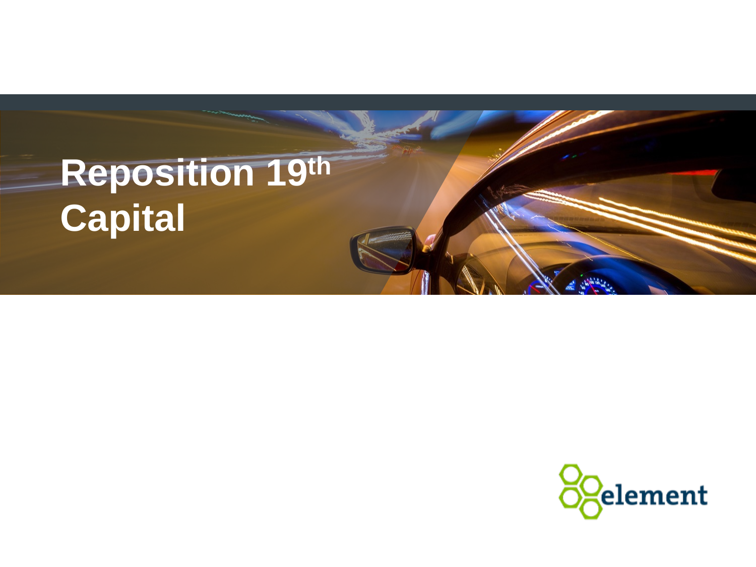# Reposition 19th Capital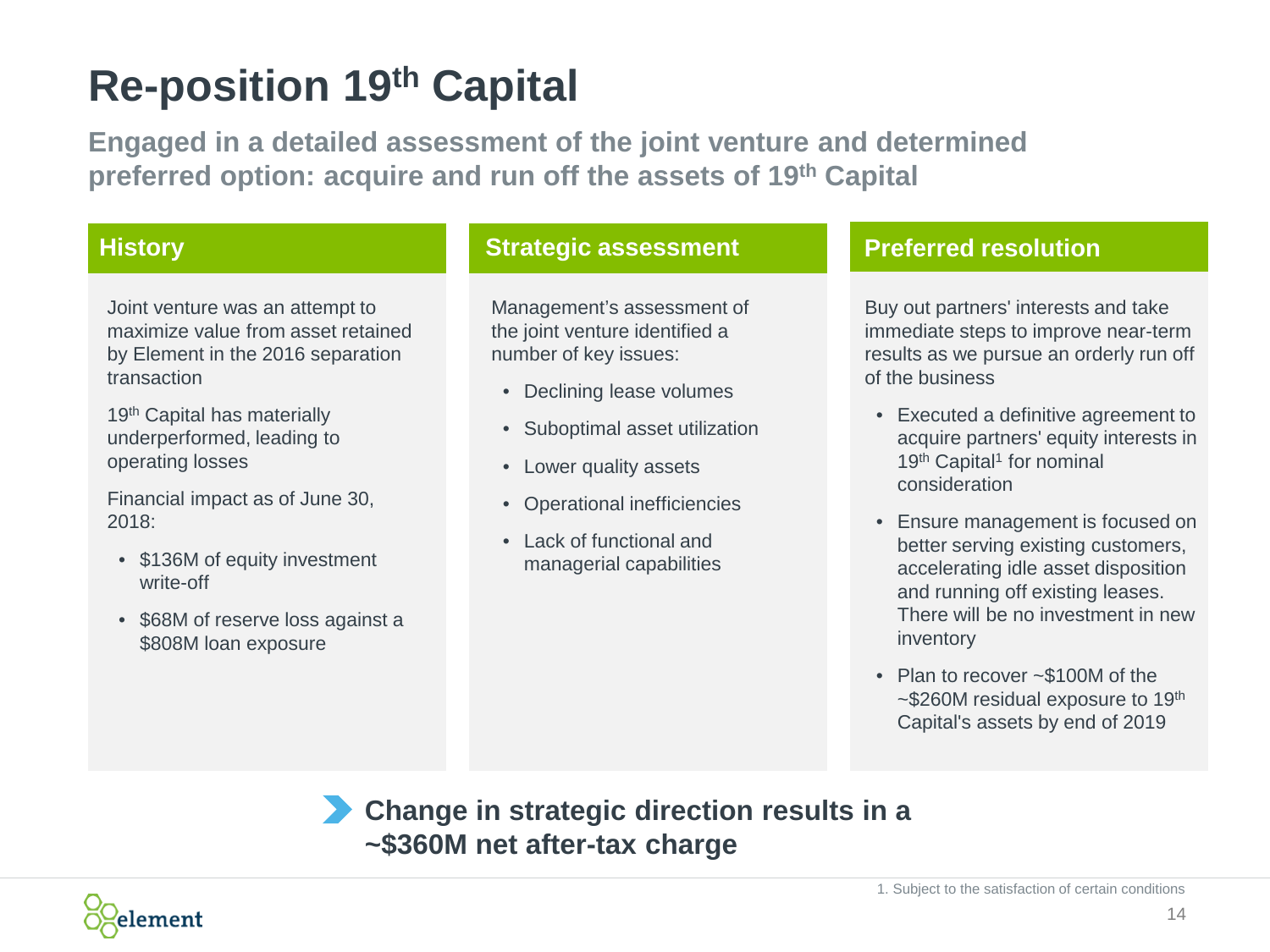# Re-position 19th Capital

**Engaged in a detailed assessment of the joint venture and determined preferred option: acquire and run off the assets of 19th Capital**

## History

Joint venture was an attempt to maximize value from asset retained by Element in the 2016 separation transaction

19th Capital has materially underperformed, leading to operating losses

Financial impact as of June 30, 2018:

- $136M of equity investment write-off
- $68M of reserve loss against a $808M loan exposure

## Strategic assessment

Management's assessment of the joint venture identified a number of key issues:

- Declining lease volumes
- Suboptimal asset utilization
- Lower quality assets
- Operational inefficiencies
- Lack of functional and managerial capabilities

## Preferred resolution

Buy out partners' interests and take immediate steps to improve near-term results as we pursue an orderly run off of the business

- Executed a definitive agreement to acquire partners' equity interests in 19th Capital[1] for nominal consideration
- Ensure management is focused on better serving existing customers, accelerating idle asset disposition and running off existing leases. There will be no investment in new inventory
- Plan to recover ~$100M of the ~$260M residual exposure to 19th Capital's assets by end of 2019

**Change in strategic direction results in a ~$360M net after-tax charge**

1. Subject to the satisfaction of certain conditions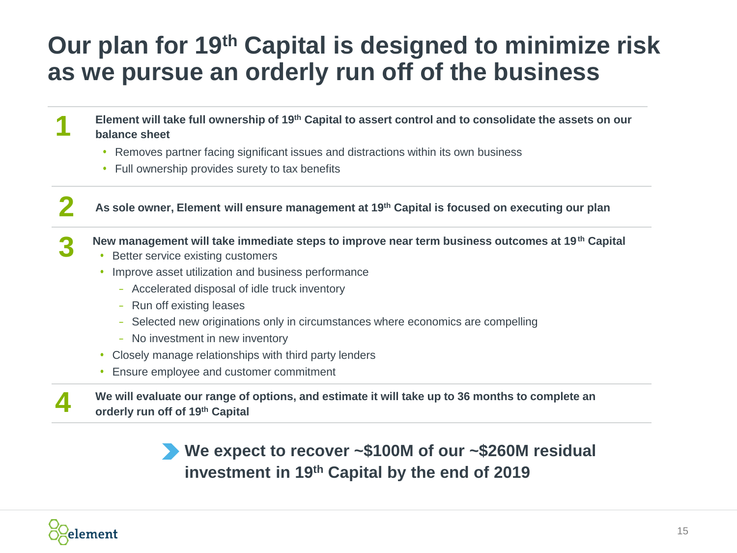# Our plan for 19th Capital is designed to minimize risk as we pursue an orderly run off of the business

**1** **Element will take full ownership of 19th Capital to assert control and to consolidate the assets on our balance sheet**

- Removes partner facing significant issues and distractions within its own business
- Full ownership provides surety to tax benefits

**2** **As sole owner, Element will ensure management at 19th Capital is focused on executing our plan**

**3** **New management will take immediate steps to improve near term business outcomes at 19th Capital**

- Better service existing customers
- Improve asset utilization and business performance
  - Accelerated disposal of idle truck inventory
  - Run off existing leases
  - Selected new originations only in circumstances where economics are compelling
  - No investment in new inventory
- Closely manage relationships with third party lenders
- Ensure employee and customer commitment

**4** **We will evaluate our range of options, and estimate it will take up to 36 months to complete an orderly run off of 19th Capital**

**We expect to recover ~$100M of our ~$260M residual investment in 19th Capital by the end of 2019**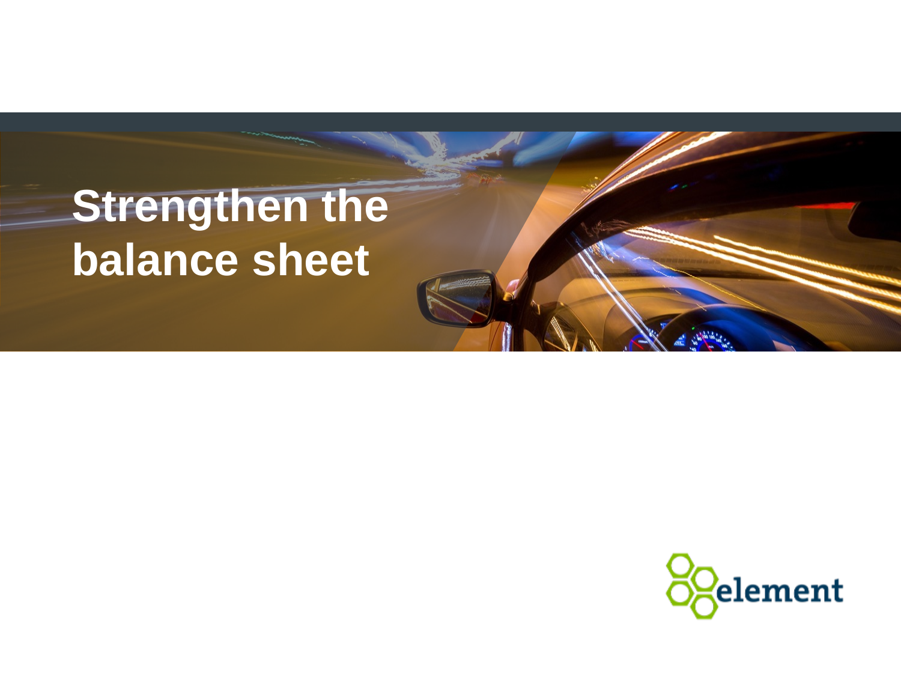# Strengthen the balance sheet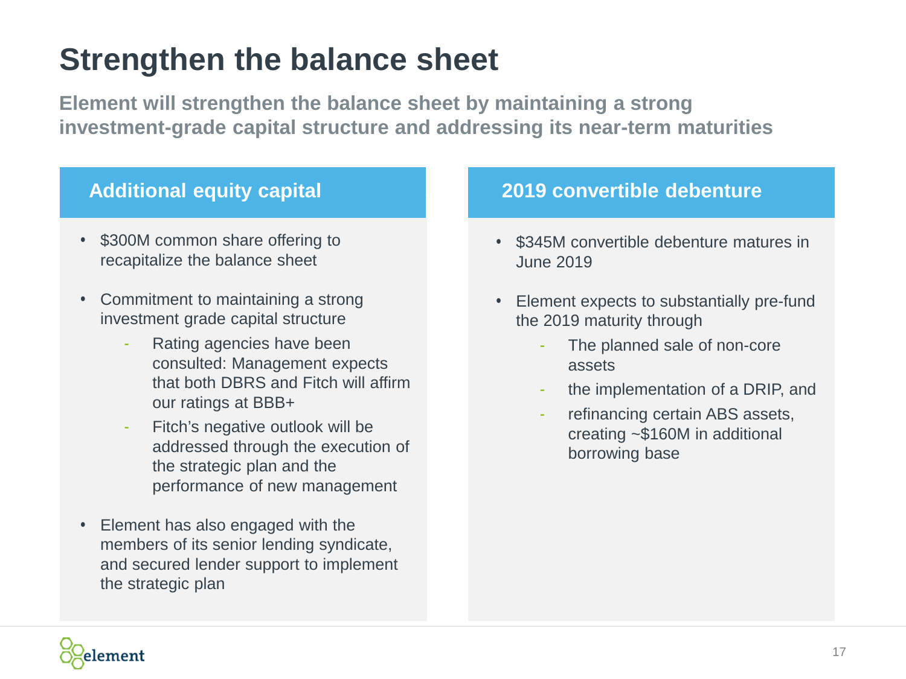# Strengthen the balance sheet

**Element will strengthen the balance sheet by maintaining a strong investment-grade capital structure and addressing its near-term maturities**

## Additional equity capital

- $300M common share offering to recapitalize the balance sheet
- Commitment to maintaining a strong investment grade capital structure
  - Rating agencies have been consulted: Management expects that both DBRS and Fitch will affirm our ratings at BBB+
  - Fitch's negative outlook will be addressed through the execution of the strategic plan and the performance of new management
- Element has also engaged with the members of its senior lending syndicate, and secured lender support to implement the strategic plan

## 2019 convertible debenture

- $345M convertible debenture matures in June 2019
- Element expects to substantially pre-fund the 2019 maturity through
  - The planned sale of non-core assets
  - the implementation of a DRIP, and
  - refinancing certain ABS assets, creating ~$160M in additional borrowing base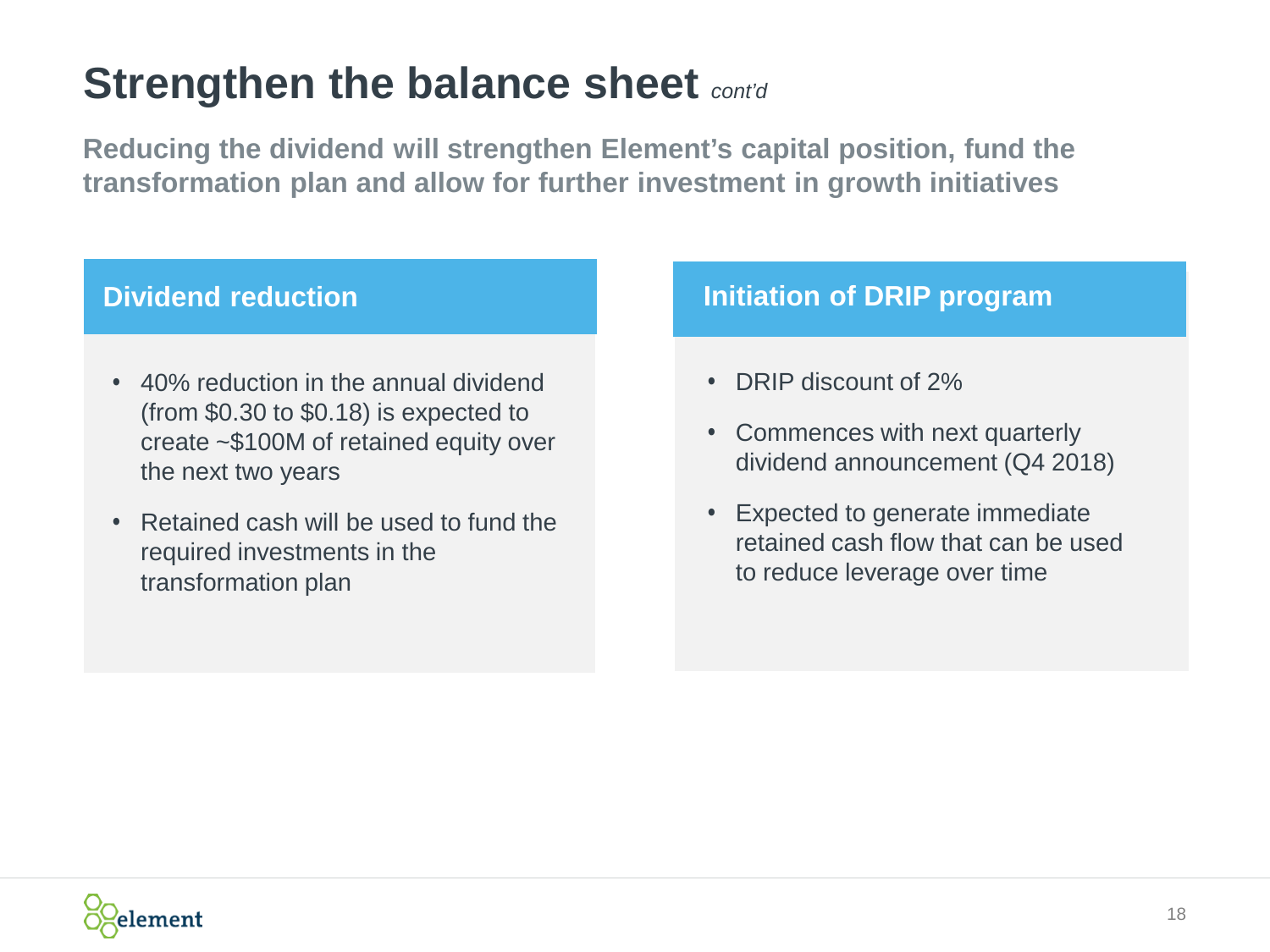# Strengthen the balance sheet *cont'd*

**Reducing the dividend will strengthen Element's capital position, fund the transformation plan and allow for further investment in growth initiatives**

## Dividend reduction

- 40% reduction in the annual dividend (from $0.30 to $0.18) is expected to create ~$100M of retained equity over the next two years
- Retained cash will be used to fund the required investments in the transformation plan

## Initiation of DRIP program

- DRIP discount of 2%
- Commences with next quarterly dividend announcement (Q4 2018)
- Expected to generate immediate retained cash flow that can be used to reduce leverage over time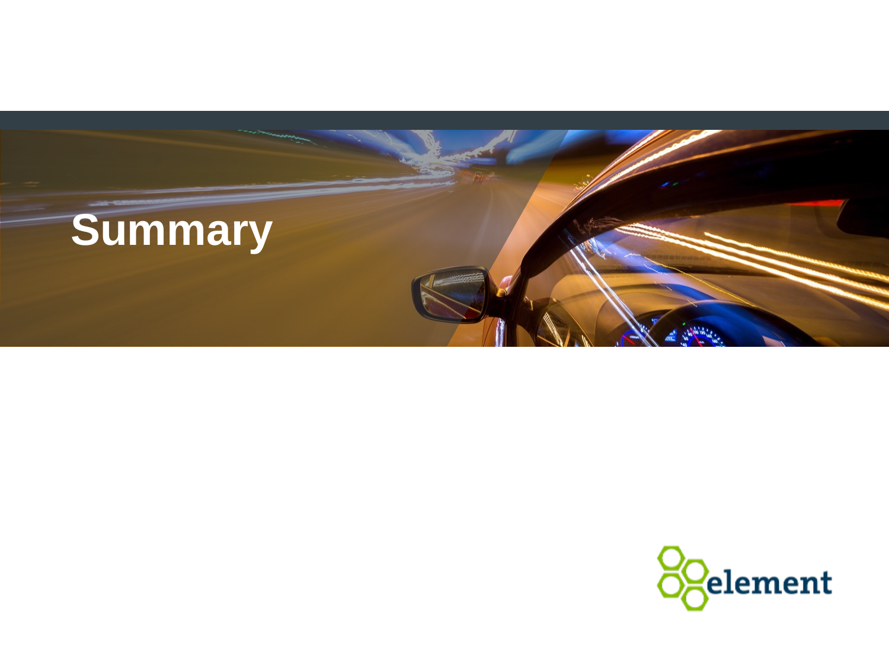# Summary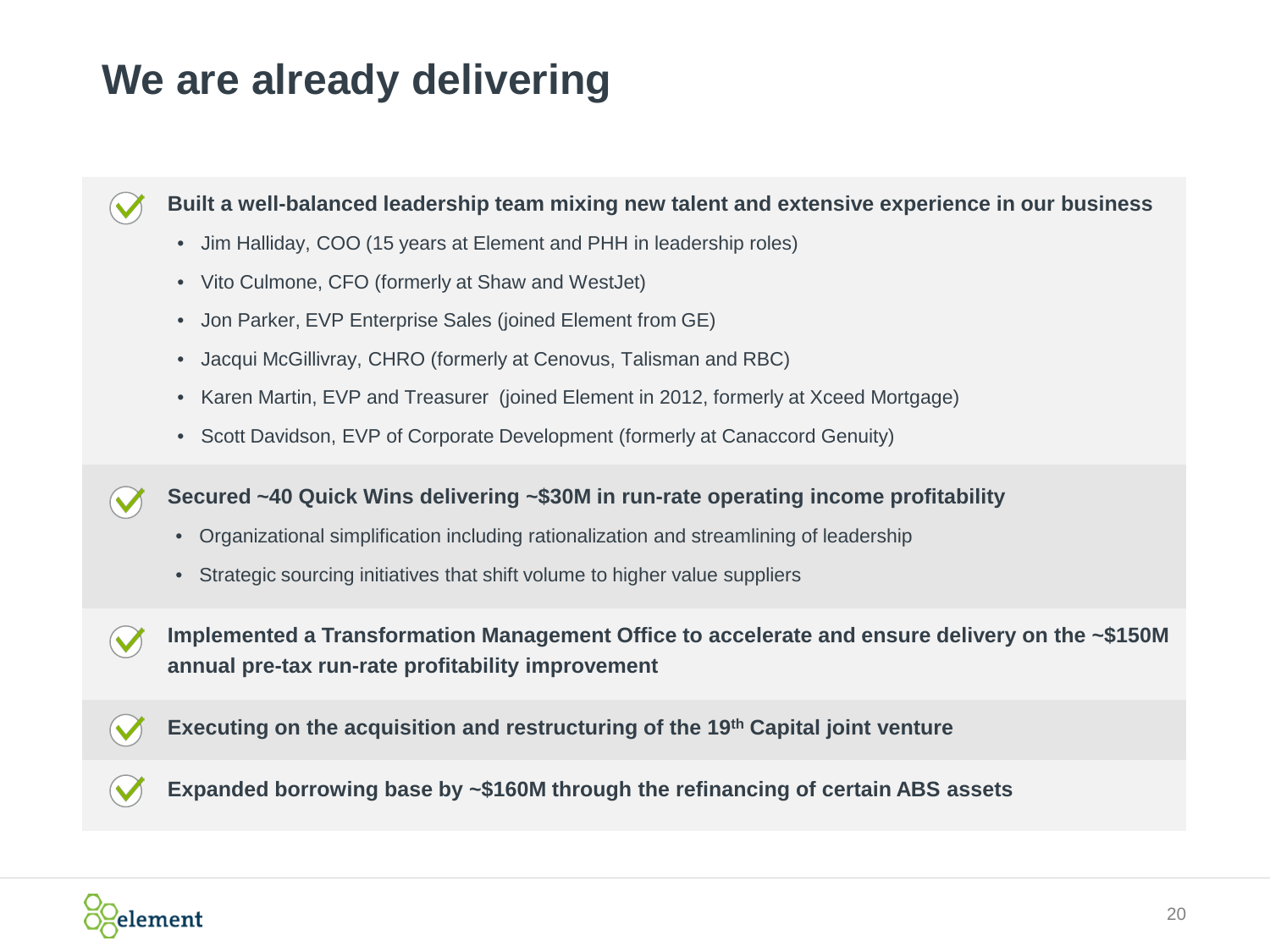# We are already delivering

**Built a well-balanced leadership team mixing new talent and extensive experience in our business**

- Jim Halliday, COO (15 years at Element and PHH in leadership roles)
- Vito Culmone, CFO (formerly at Shaw and WestJet)
- Jon Parker, EVP Enterprise Sales (joined Element from GE)
- Jacqui McGillivray, CHRO (formerly at Cenovus, Talisman and RBC)
- Karen Martin, EVP and Treasurer (joined Element in 2012, formerly at Xceed Mortgage)
- Scott Davidson, EVP of Corporate Development (formerly at Canaccord Genuity)

**Secured ~40 Quick Wins delivering ~$30M in run-rate operating income profitability**

- Organizational simplification including rationalization and streamlining of leadership
- Strategic sourcing initiatives that shift volume to higher value suppliers

**Implemented a Transformation Management Office to accelerate and ensure delivery on the ~$150M annual pre-tax run-rate profitability improvement**

**Executing on the acquisition and restructuring of the 19th Capital joint venture**

**Expanded borrowing base by ~$160M through the refinancing of certain ABS assets**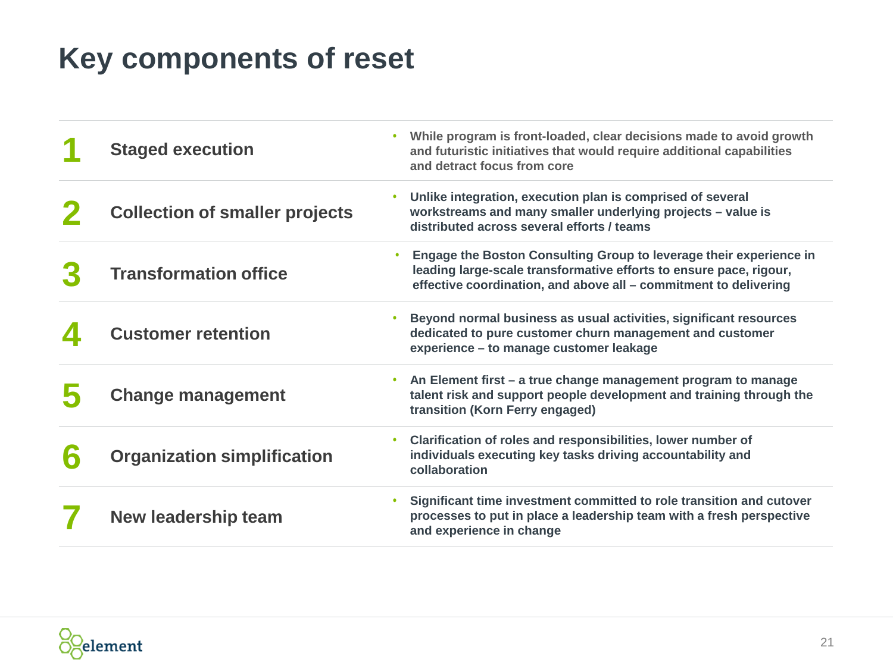# Key components of reset

| # | Component | Description |
|---|---|---|
| 1 | Staged execution | • While program is front-loaded, clear decisions made to avoid growth and futuristic initiatives that would require additional capabilities and detract focus from core |
| 2 | Collection of smaller projects | • Unlike integration, execution plan is comprised of several workstreams and many smaller underlying projects – value is distributed across several efforts / teams |
| 3 | Transformation office | • Engage the Boston Consulting Group to leverage their experience in leading large-scale transformative efforts to ensure pace, rigour, effective coordination, and above all – commitment to delivering |
| 4 | Customer retention | • Beyond normal business as usual activities, significant resources dedicated to pure customer churn management and customer experience – to manage customer leakage |
| 5 | Change management | • An Element first – a true change management program to manage talent risk and support people development and training through the transition (Korn Ferry engaged) |
| 6 | Organization simplification | • Clarification of roles and responsibilities, lower number of individuals executing key tasks driving accountability and collaboration |
| 7 | New leadership team | • Significant time investment committed to role transition and cutover processes to put in place a leadership team with a fresh perspective and experience in change |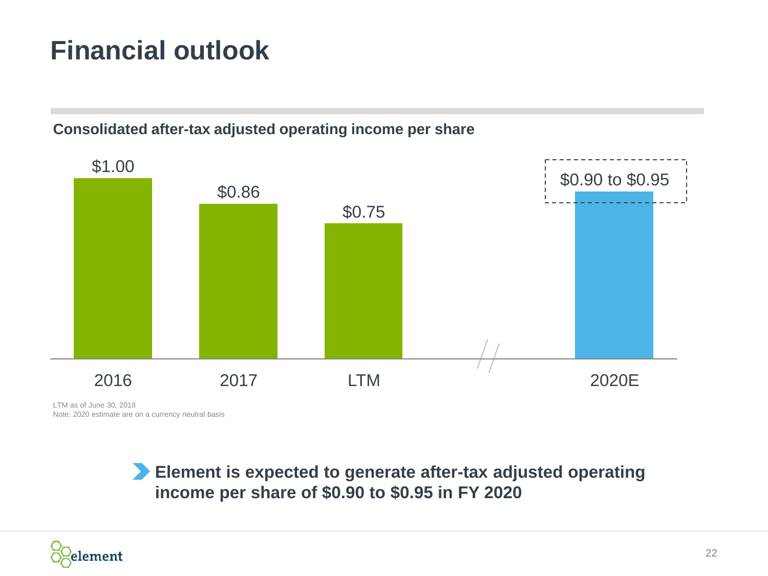# Financial outlook

**Consolidated after-tax adjusted operating income per share**

| 2016 | 2017 | LTM | 2020E |
|---|---|---|---|
| $1.00 | $0.86 | $0.75 | $0.90 to $0.95 |

LTM as of June 30, 2018
Note: 2020 estimate are on a currency neutral basis

**Element is expected to generate after-tax adjusted operating income per share of $0.90 to $0.95 in FY 2020**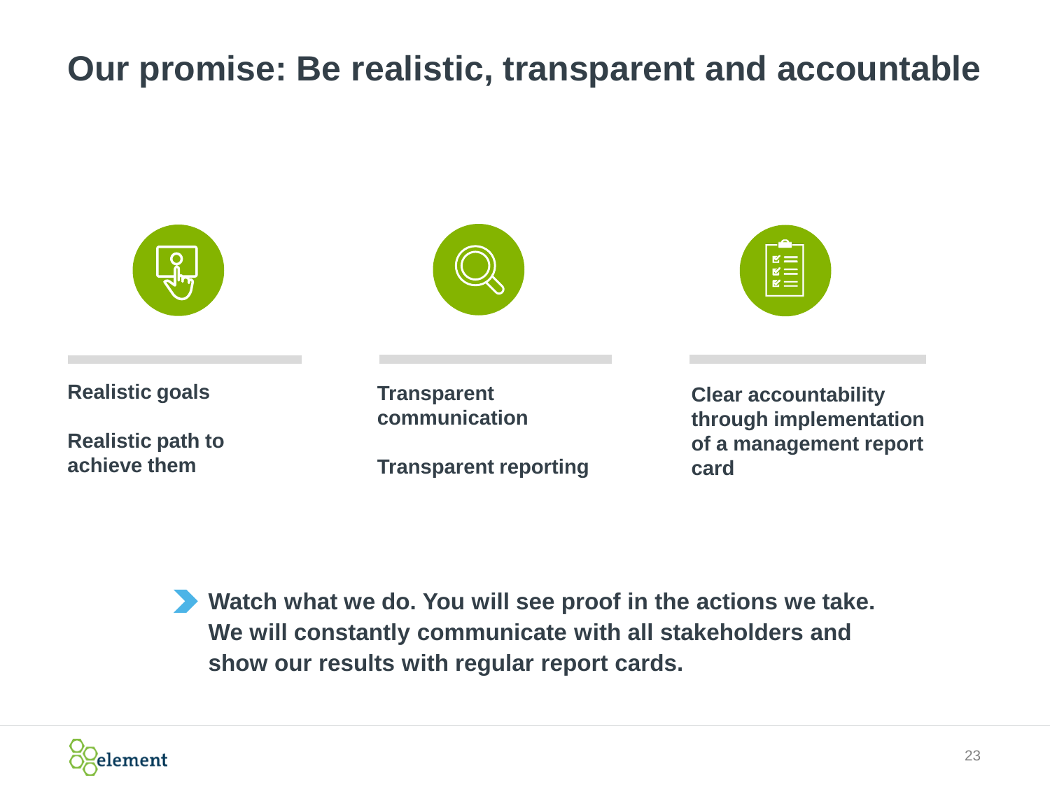# Our promise: Be realistic, transparent and accountable

**Realistic goals**

**Realistic path to achieve them**

**Transparent communication**

**Transparent reporting**

**Clear accountability through implementation of a management report card**

**Watch what we do. You will see proof in the actions we take. We will constantly communicate with all stakeholders and show our results with regular report cards.**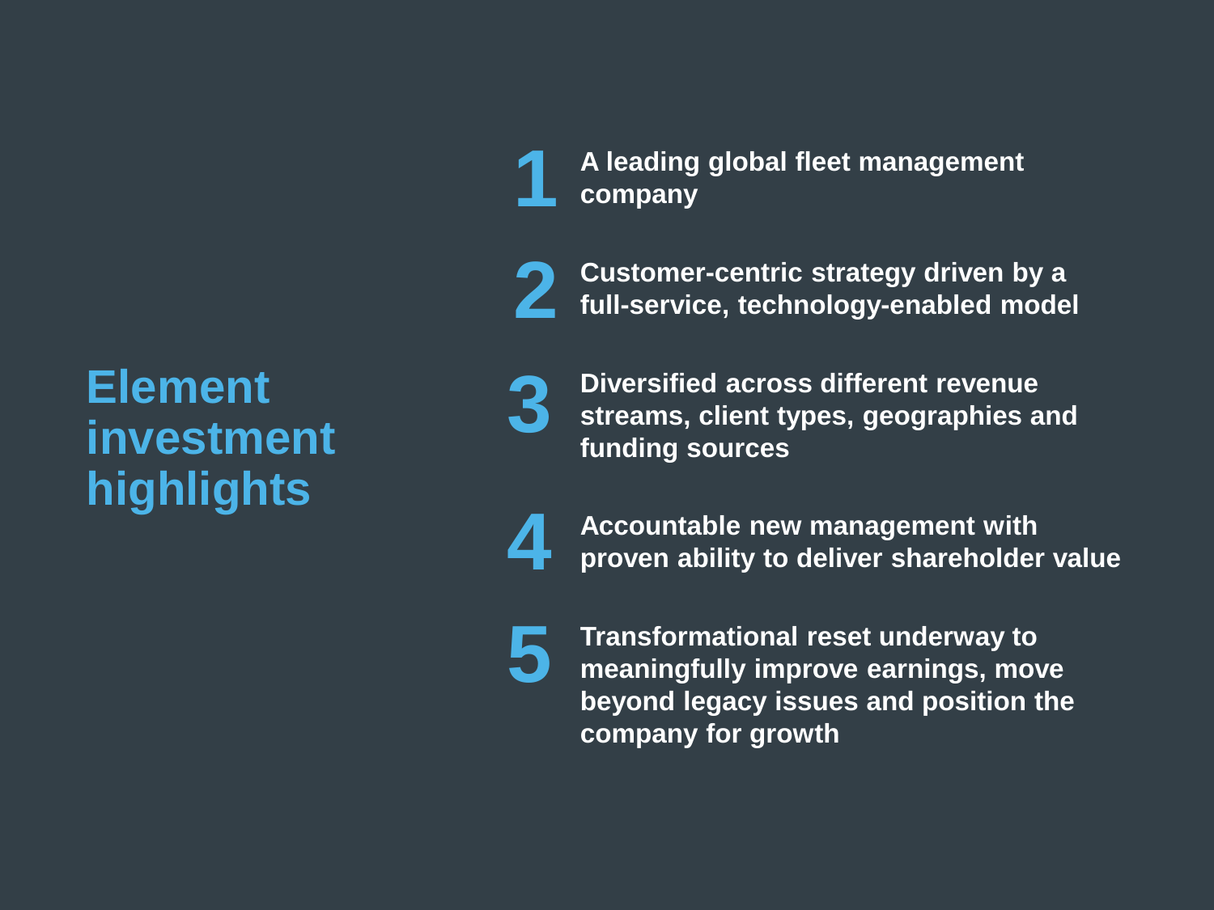# Element investment highlights

1. A leading global fleet management company
2. Customer-centric strategy driven by a full-service, technology-enabled model
3. Diversified across different revenue streams, client types, geographies and funding sources
4. Accountable new management with proven ability to deliver shareholder value
5. Transformational reset underway to meaningfully improve earnings, move beyond legacy issues and position the company for growth